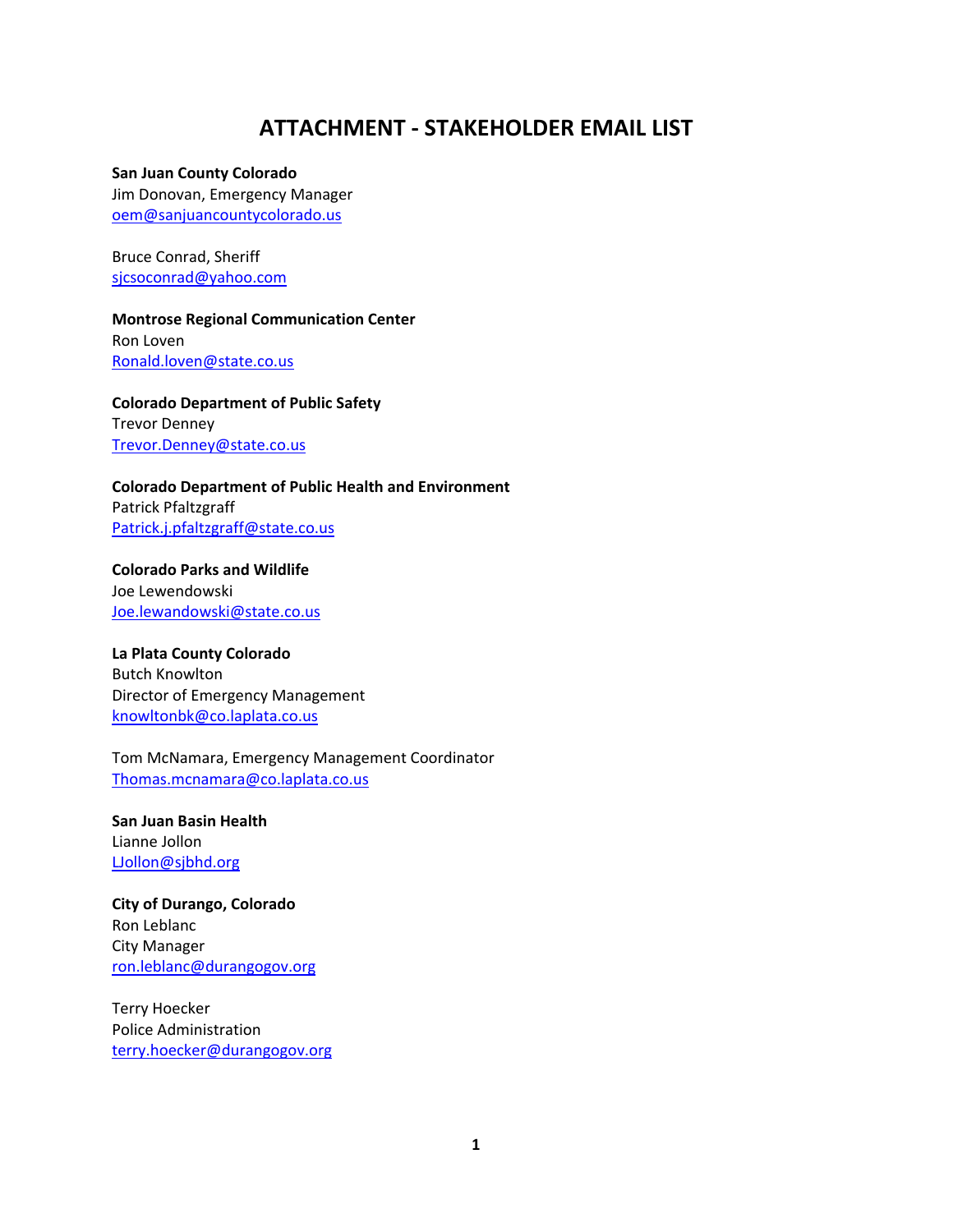# ATTACHMENT - STAKEHOLDER EMAIL LIST

**San Juan County Colorado**
Jim Donovan, Emergency Manager
oem@sanjuancountycolorado.us

Bruce Conrad, Sheriff
sjcsoconrad@yahoo.com

**Montrose Regional Communication Center**
Ron Loven
Ronald.loven@state.co.us

**Colorado Department of Public Safety**
Trevor Denney
Trevor.Denney@state.co.us

**Colorado Department of Public Health and Environment**
Patrick Pfaltzgraff
Patrick.j.pfaltzgraff@state.co.us

**Colorado Parks and Wildlife**
Joe Lewendowski
Joe.lewandowski@state.co.us

**La Plata County Colorado**
Butch Knowlton
Director of Emergency Management
knowltonbk@co.laplata.co.us

Tom McNamara, Emergency Management Coordinator
Thomas.mcnamara@co.laplata.co.us

**San Juan Basin Health**
Lianne Jollon
LJollon@sjbhd.org

**City of Durango, Colorado**
Ron Leblanc
City Manager
ron.leblanc@durangogov.org

Terry Hoecker
Police Administration
terry.hoecker@durangogov.org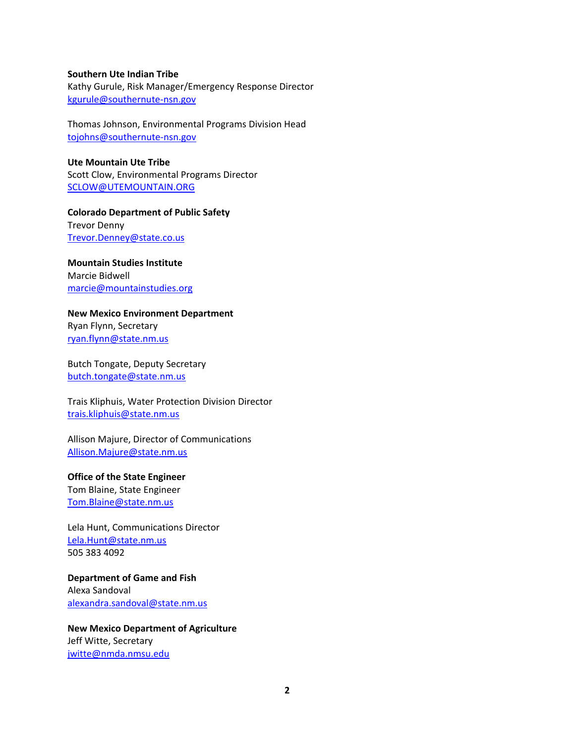**Southern Ute Indian Tribe**
Kathy Gurule, Risk Manager/Emergency Response Director
kgurule@southernute-nsn.gov

Thomas Johnson, Environmental Programs Division Head
tojohns@southernute-nsn.gov

**Ute Mountain Ute Tribe**
Scott Clow, Environmental Programs Director
SCLOW@UTEMOUNTAIN.ORG

**Colorado Department of Public Safety**
Trevor Denny
Trevor.Denney@state.co.us

**Mountain Studies Institute**
Marcie Bidwell
marcie@mountainstudies.org

**New Mexico Environment Department**
Ryan Flynn, Secretary
ryan.flynn@state.nm.us

Butch Tongate, Deputy Secretary
butch.tongate@state.nm.us

Trais Kliphuis, Water Protection Division Director
trais.kliphuis@state.nm.us

Allison Majure, Director of Communications
Allison.Majure@state.nm.us

**Office of the State Engineer**
Tom Blaine, State Engineer
Tom.Blaine@state.nm.us

Lela Hunt, Communications Director
Lela.Hunt@state.nm.us
505 383 4092

**Department of Game and Fish**
Alexa Sandoval
alexandra.sandoval@state.nm.us

**New Mexico Department of Agriculture**
Jeff Witte, Secretary
jwitte@nmda.nmsu.edu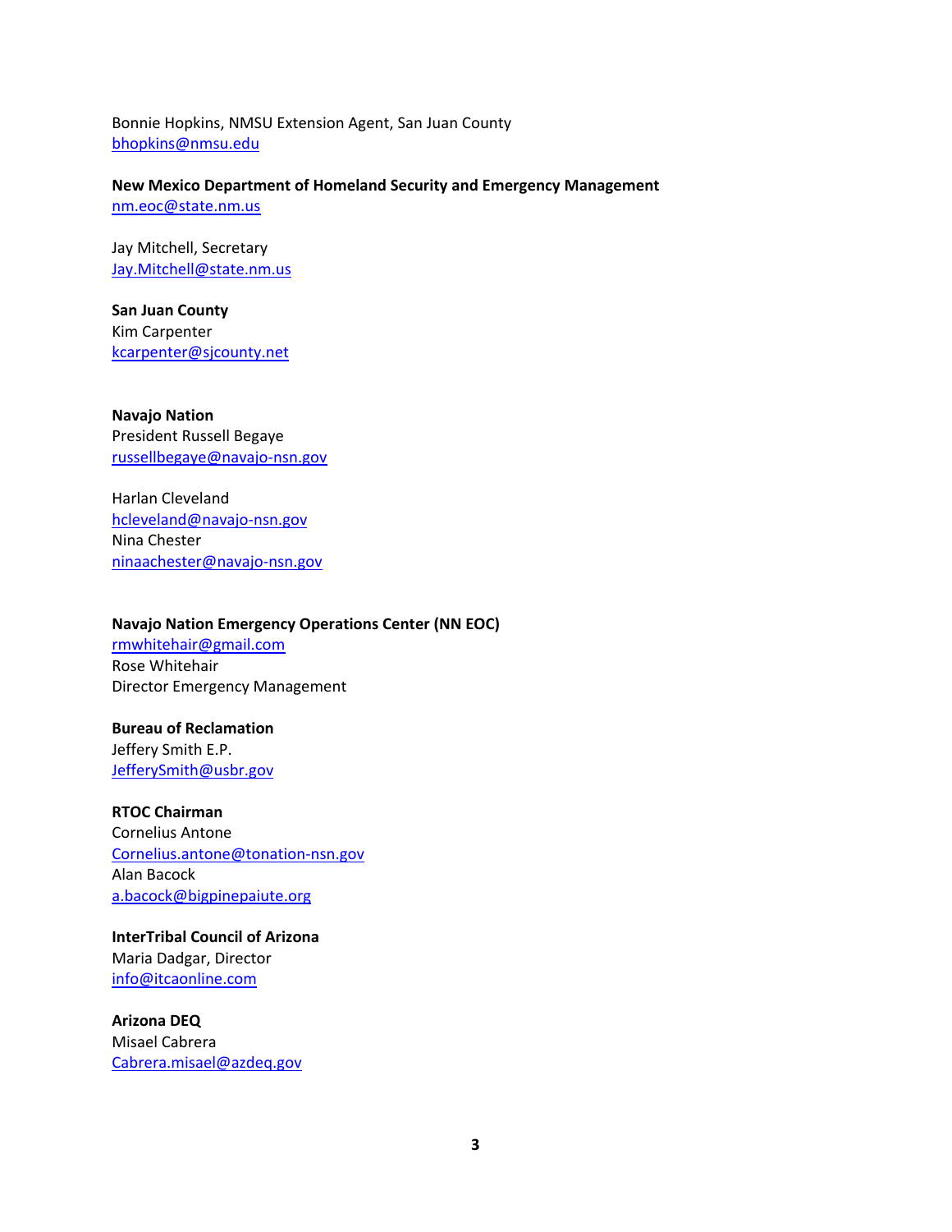Bonnie Hopkins, NMSU Extension Agent, San Juan County
bhopkins@nmsu.edu

**New Mexico Department of Homeland Security and Emergency Management**
nm.eoc@state.nm.us

Jay Mitchell, Secretary
Jay.Mitchell@state.nm.us

**San Juan County**
Kim Carpenter
kcarpenter@sjcounty.net

**Navajo Nation**
President Russell Begaye
russellbegaye@navajo-nsn.gov

Harlan Cleveland
hcleveland@navajo-nsn.gov
Nina Chester
ninaachester@navajo-nsn.gov

**Navajo Nation Emergency Operations Center (NN EOC)**
rmwhitehair@gmail.com
Rose Whitehair
Director Emergency Management

**Bureau of Reclamation**
Jeffery Smith E.P.
JefferySmith@usbr.gov

**RTOC Chairman**
Cornelius Antone
Cornelius.antone@tonation-nsn.gov
Alan Bacock
a.bacock@bigpinepaiute.org

**InterTribal Council of Arizona**
Maria Dadgar, Director
info@itcaonline.com

**Arizona DEQ**
Misael Cabrera
Cabrera.misael@azdeq.gov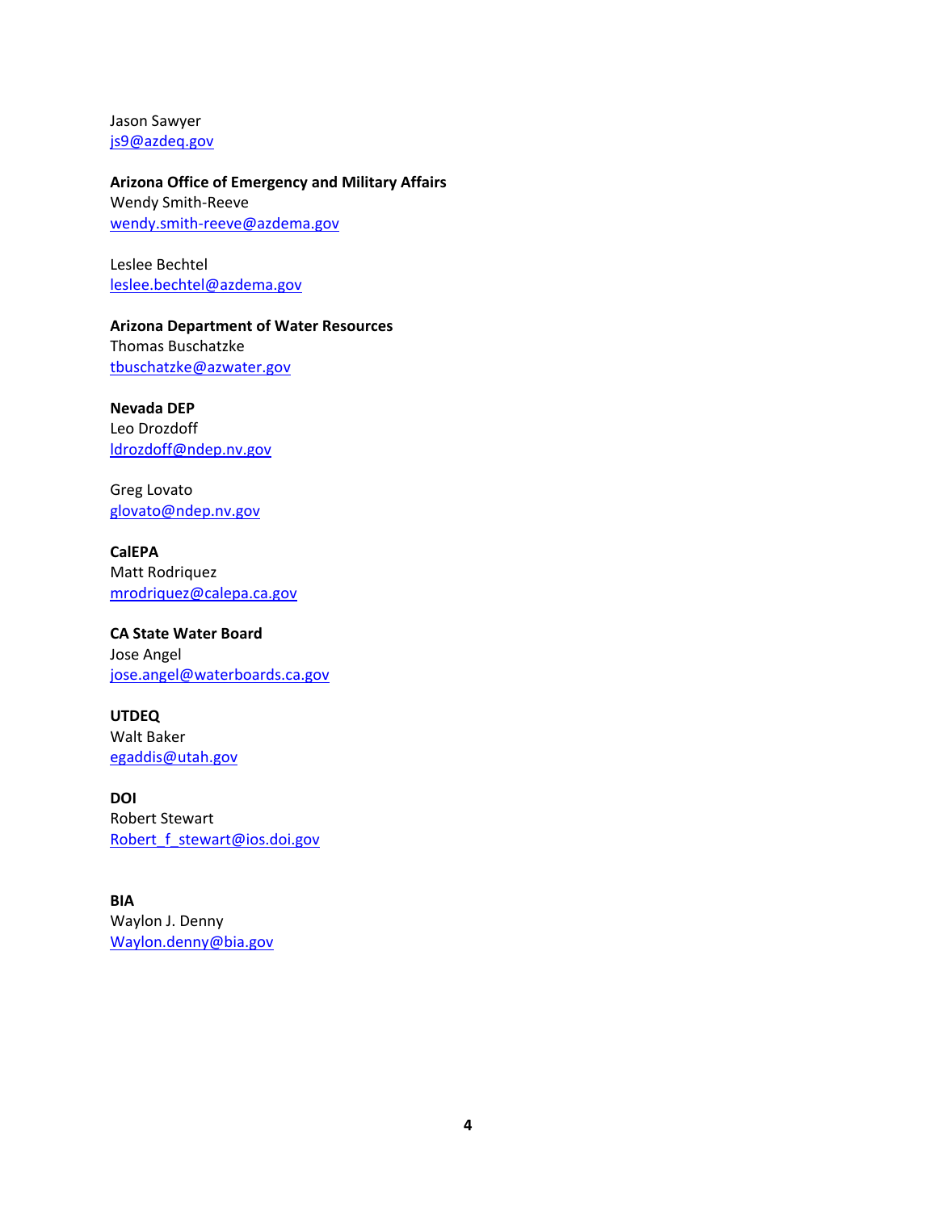Jason Sawyer
js9@azdeq.gov

**Arizona Office of Emergency and Military Affairs**
Wendy Smith-Reeve
wendy.smith-reeve@azdema.gov

Leslee Bechtel
leslee.bechtel@azdema.gov

**Arizona Department of Water Resources**
Thomas Buschatzke
tbuschatzke@azwater.gov

**Nevada DEP**
Leo Drozdoff
ldrozdoff@ndep.nv.gov

Greg Lovato
glovato@ndep.nv.gov

**CalEPA**
Matt Rodriquez
mrodriquez@calepa.ca.gov

**CA State Water Board**
Jose Angel
jose.angel@waterboards.ca.gov

**UTDEQ**
Walt Baker
egaddis@utah.gov

**DOI**
Robert Stewart
Robert_f_stewart@ios.doi.gov

**BIA**
Waylon J. Denny
Waylon.denny@bia.gov